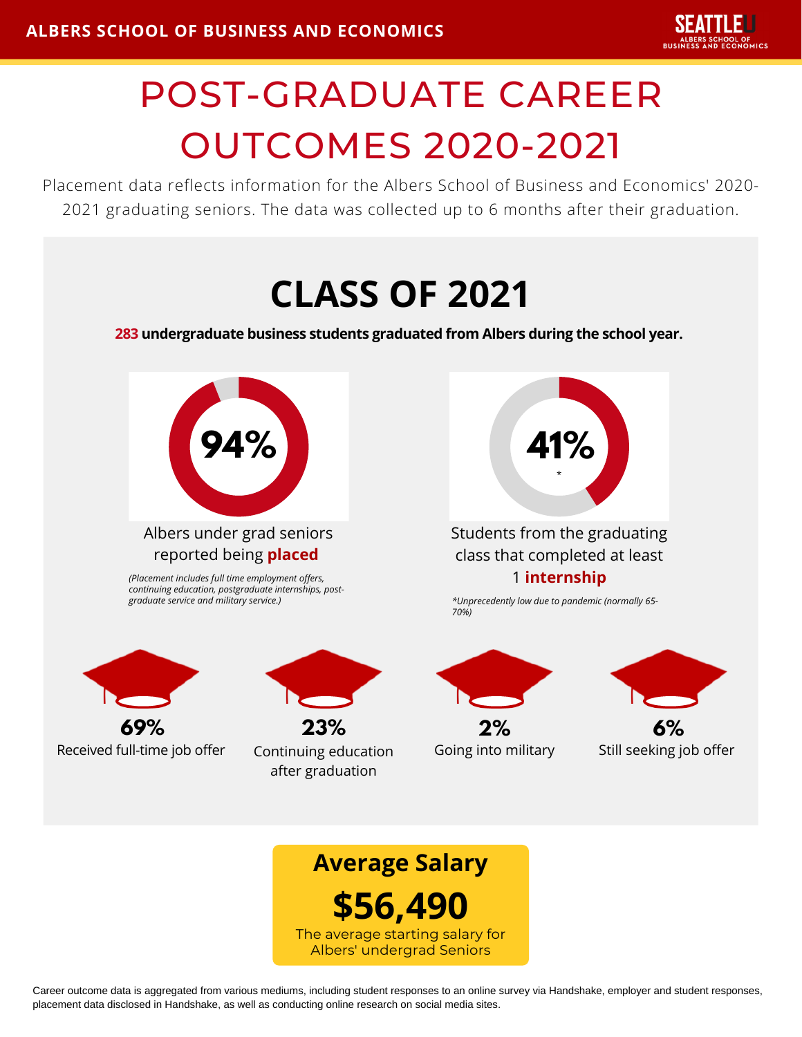ALBERS SCHOOL OF BUSINESS AND ECONOMICS

# POST-GRADUATE CAREER OUTCOMES 2020-2021

Placement data reflects information for the Albers School of Business and Economics' 2020-2021 graduating seniors. The data was collected up to 6 months after their graduation.

## CLASS OF 2021

**283 undergraduate business students graduated from Albers during the school year.**

**94%**

Albers under grad seniors reported being **placed**

*(Placement includes full time employment offers, continuing education, postgraduate internships, post-graduate service and military service.)*

**41%** *

Students from the graduating class that completed at least 1 **internship**

*\*Unprecedently low due to pandemic (normally 65-70%)*

**69%** Received full-time job offer

**23%** Continuing education after graduation

**2%** Going into military

**6%** Still seeking job offer

### Average Salary

**$56,490**

The average starting salary for Albers' undergrad Seniors

Career outcome data is aggregated from various mediums, including student responses to an online survey via Handshake, employer and student responses, placement data disclosed in Handshake, as well as conducting online research on social media sites.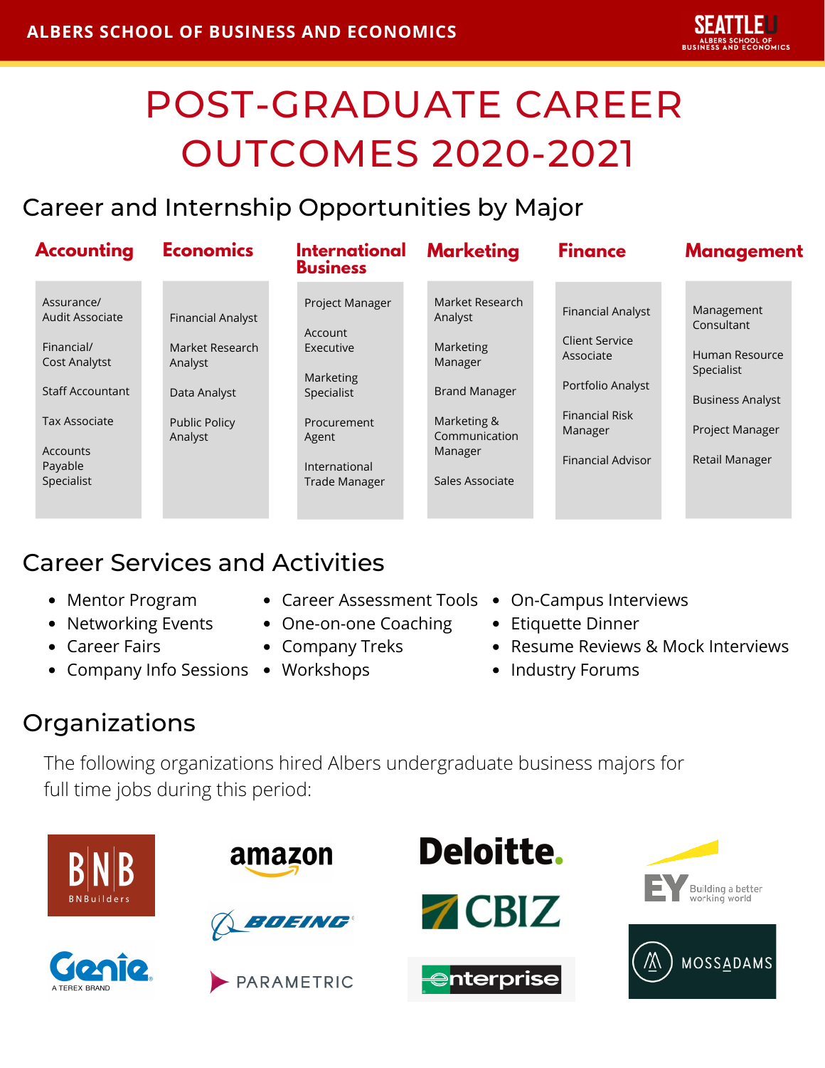ALBERS SCHOOL OF BUSINESS AND ECONOMICS

# POST-GRADUATE CAREER OUTCOMES 2020-2021

## Career and Internship Opportunities by Major

| Accounting | Economics | International Business | Marketing | Finance | Management |
| --- | --- | --- | --- | --- | --- |
| Assurance/ Audit Associate | Financial Analyst | Project Manager | Market Research Analyst | Financial Analyst | Management Consultant |
| Financial/ Cost Analytst | Market Research Analyst | Account Executive | Marketing Manager | Client Service Associate | Human Resource Specialist |
| Staff Accountant | Data Analyst | Marketing Specialist | Brand Manager | Portfolio Analyst | Business Analyst |
| Tax Associate | Public Policy Analyst | Procurement Agent | Marketing & Communication Manager | Financial Risk Manager | Project Manager |
| Accounts Payable Specialist | | International Trade Manager | Sales Associate | Financial Advisor | Retail Manager |

## Career Services and Activities

- Mentor Program
- Networking Events
- Career Fairs
- Company Info Sessions
- Career Assessment Tools
- One-on-one Coaching
- Company Treks
- Workshops
- On-Campus Interviews
- Etiquette Dinner
- Resume Reviews & Mock Interviews
- Industry Forums

## Organizations

The following organizations hired Albers undergraduate business majors for full time jobs during this period:

BNBuilders, Amazon, Deloitte, EY, Boeing, CBIZ, Genie (A Terex Brand), Parametric, Enterprise, Moss Adams